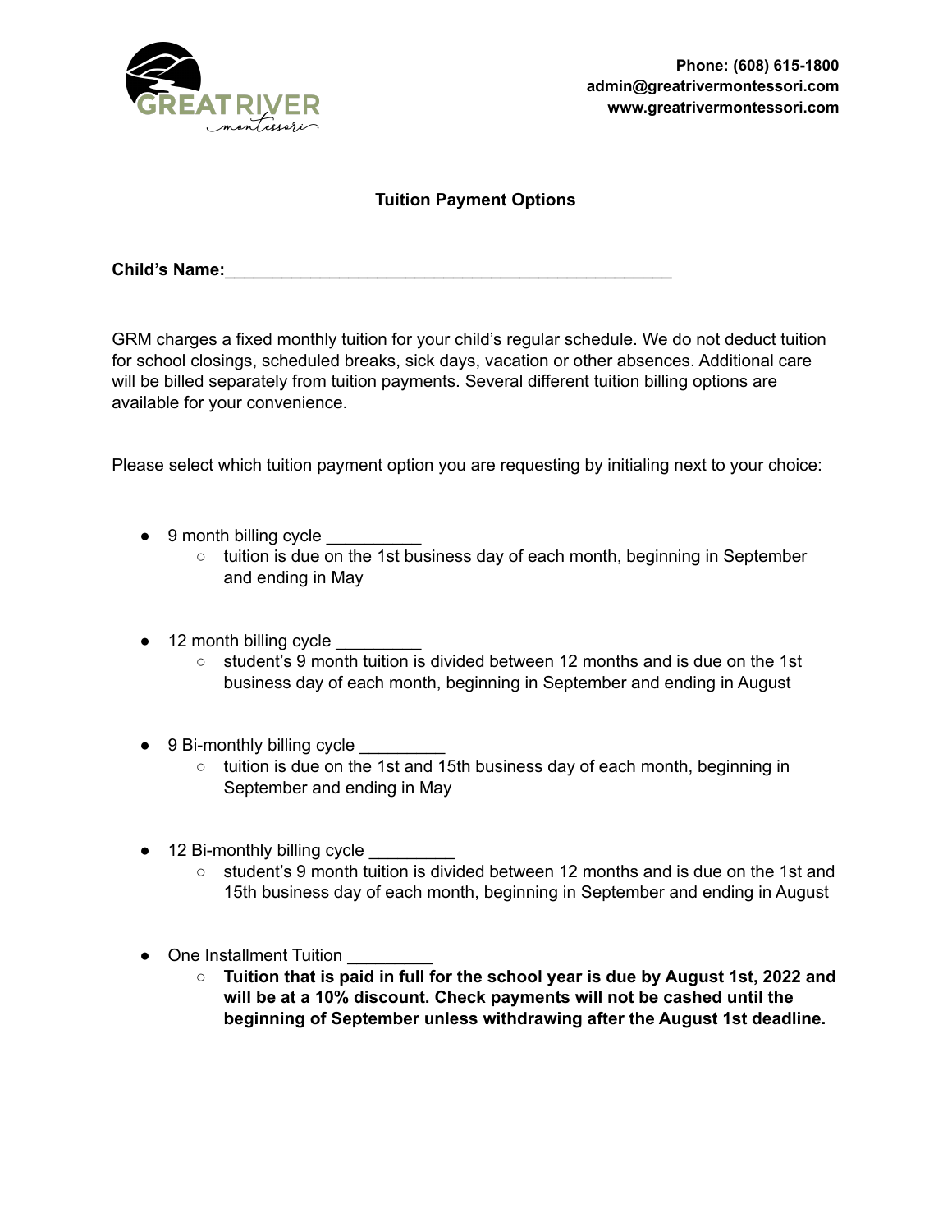Phone: (608) 615-1800
admin@greatrivermontessori.com
www.greatrivermontessori.com

## Tuition Payment Options

**Child's Name:**_______________________________________________

GRM charges a fixed monthly tuition for your child's regular schedule. We do not deduct tuition for school closings, scheduled breaks, sick days, vacation or other absences. Additional care will be billed separately from tuition payments. Several different tuition billing options are available for your convenience.

Please select which tuition payment option you are requesting by initialing next to your choice:

- 9 month billing cycle __________
  - tuition is due on the 1st business day of each month, beginning in September and ending in May

- 12 month billing cycle _________
  - student's 9 month tuition is divided between 12 months and is due on the 1st business day of each month, beginning in September and ending in August

- 9 Bi-monthly billing cycle _________
  - tuition is due on the 1st and 15th business day of each month, beginning in September and ending in May

- 12 Bi-monthly billing cycle _________
  - student's 9 month tuition is divided between 12 months and is due on the 1st and 15th business day of each month, beginning in September and ending in August

- One Installment Tuition _________
  - **Tuition that is paid in full for the school year is due by August 1st, 2022 and will be at a 10% discount. Check payments will not be cashed until the beginning of September unless withdrawing after the August 1st deadline.**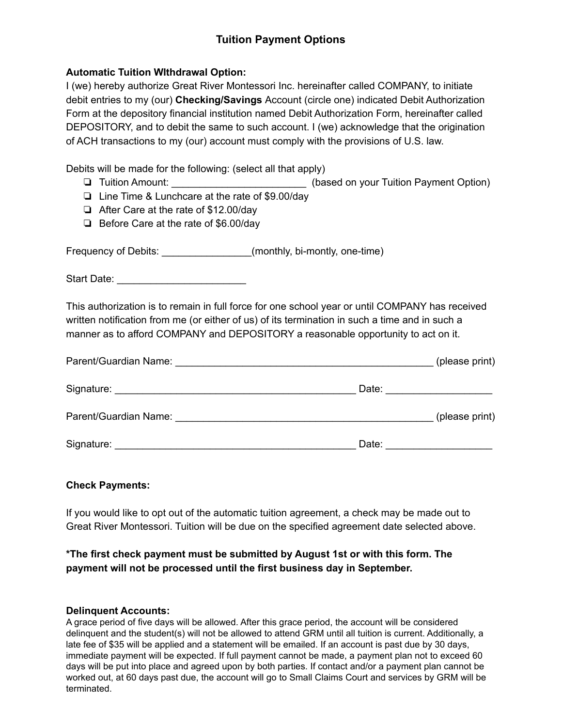# Tuition Payment Options

**Automatic Tuition WIthdrawal Option:**

I (we) hereby authorize Great River Montessori Inc. hereinafter called COMPANY, to initiate debit entries to my (our) **Checking/Savings** Account (circle one) indicated Debit Authorization Form at the depository financial institution named Debit Authorization Form, hereinafter called DEPOSITORY, and to debit the same to such account. I (we) acknowledge that the origination of ACH transactions to my (our) account must comply with the provisions of U.S. law.

Debits will be made for the following: (select all that apply)

- ❏ Tuition Amount: ________________________ (based on your Tuition Payment Option)
- ❏ Line Time & Lunchcare at the rate of $9.00/day
- ❏ After Care at the rate of $12.00/day
- ❏ Before Care at the rate of $6.00/day

Frequency of Debits: ________________(monthly, bi-montly, one-time)

Start Date: _______________________

This authorization is to remain in full force for one school year or until COMPANY has received written notification from me (or either of us) of its termination in such a time and in such a manner as to afford COMPANY and DEPOSITORY a reasonable opportunity to act on it.

Parent/Guardian Name: _______________________________________________ (please print)

Signature: ___________________________________________ Date: __________________

Parent/Guardian Name: _______________________________________________ (please print)

Signature: ___________________________________________ Date: __________________

**Check Payments:**

If you would like to opt out of the automatic tuition agreement, a check may be made out to Great River Montessori. Tuition will be due on the specified agreement date selected above.

***The first check payment must be submitted by August 1st or with this form. The payment will not be processed until the first business day in September.**

**Delinquent Accounts:**

A grace period of five days will be allowed. After this grace period, the account will be considered delinquent and the student(s) will not be allowed to attend GRM until all tuition is current. Additionally, a late fee of $35 will be applied and a statement will be emailed. If an account is past due by 30 days, immediate payment will be expected. If full payment cannot be made, a payment plan not to exceed 60 days will be put into place and agreed upon by both parties. If contact and/or a payment plan cannot be worked out, at 60 days past due, the account will go to Small Claims Court and services by GRM will be terminated.